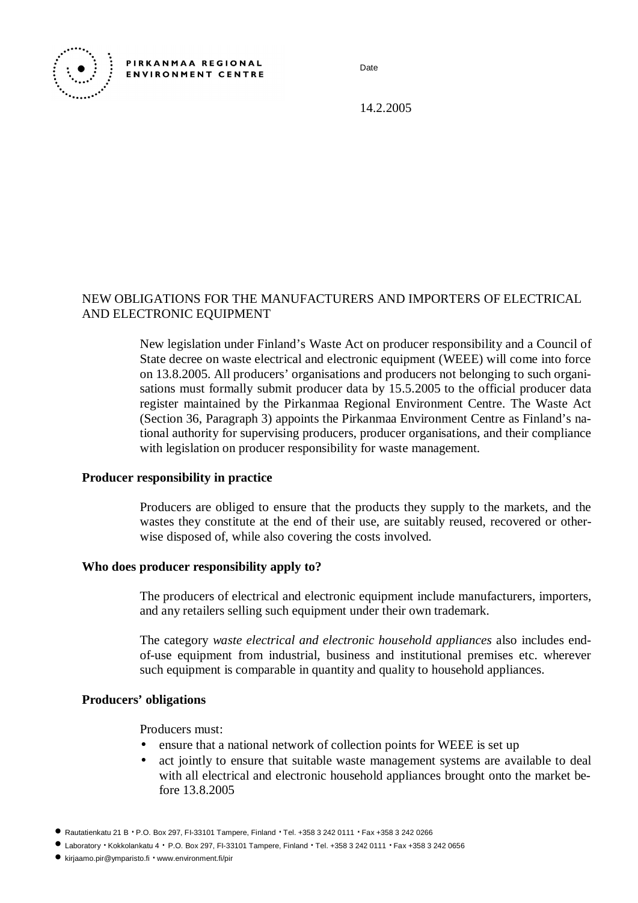PIRKANMAA REGIONAL ENVIRONMENT CENTRE

Date

14.2.2005

NEW OBLIGATIONS FOR THE MANUFACTURERS AND IMPORTERS OF ELECTRICAL AND ELECTRONIC EQUIPMENT

New legislation under Finland's Waste Act on producer responsibility and a Council of State decree on waste electrical and electronic equipment (WEEE) will come into force on 13.8.2005. All producers' organisations and producers not belonging to such organisations must formally submit producer data by 15.5.2005 to the official producer data register maintained by the Pirkanmaa Regional Environment Centre. The Waste Act (Section 36, Paragraph 3) appoints the Pirkanmaa Environment Centre as Finland's national authority for supervising producers, producer organisations, and their compliance with legislation on producer responsibility for waste management.

**Producer responsibility in practice**

Producers are obliged to ensure that the products they supply to the markets, and the wastes they constitute at the end of their use, are suitably reused, recovered or otherwise disposed of, while also covering the costs involved.

**Who does producer responsibility apply to?**

The producers of electrical and electronic equipment include manufacturers, importers, and any retailers selling such equipment under their own trademark.

The category *waste electrical and electronic household appliances* also includes end-of-use equipment from industrial, business and institutional premises etc. wherever such equipment is comparable in quantity and quality to household appliances.

**Producers' obligations**

Producers must:

- ensure that a national network of collection points for WEEE is set up
- act jointly to ensure that suitable waste management systems are available to deal with all electrical and electronic household appliances brought onto the market before 13.8.2005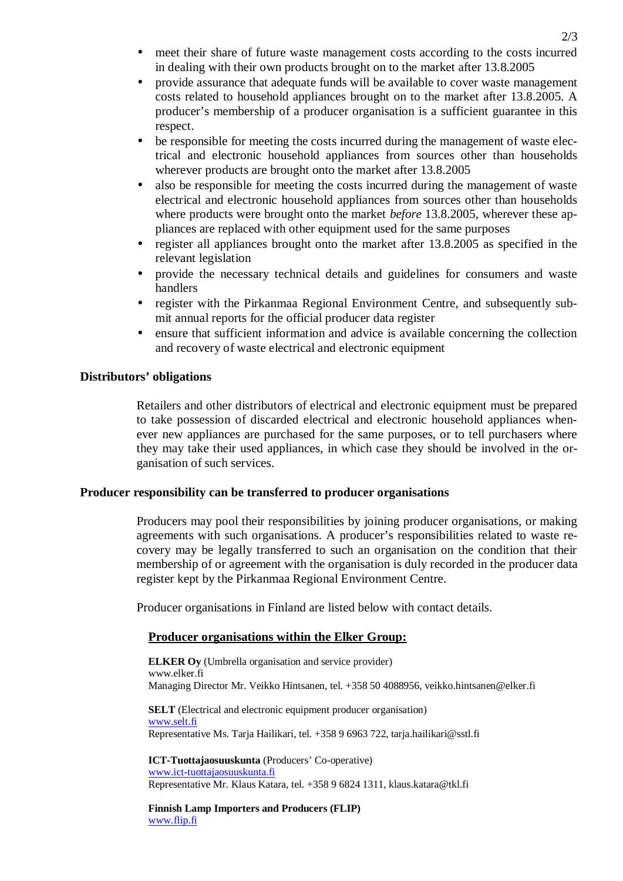- meet their share of future waste management costs according to the costs incurred in dealing with their own products brought on to the market after 13.8.2005
- provide assurance that adequate funds will be available to cover waste management costs related to household appliances brought on to the market after 13.8.2005. A producer's membership of a producer organisation is a sufficient guarantee in this respect.
- be responsible for meeting the costs incurred during the management of waste electrical and electronic household appliances from sources other than households wherever products are brought onto the market after 13.8.2005
- also be responsible for meeting the costs incurred during the management of waste electrical and electronic household appliances from sources other than households where products were brought onto the market *before* 13.8.2005, wherever these appliances are replaced with other equipment used for the same purposes
- register all appliances brought onto the market after 13.8.2005 as specified in the relevant legislation
- provide the necessary technical details and guidelines for consumers and waste handlers
- register with the Pirkanmaa Regional Environment Centre, and subsequently submit annual reports for the official producer data register
- ensure that sufficient information and advice is available concerning the collection and recovery of waste electrical and electronic equipment

**Distributors' obligations**

Retailers and other distributors of electrical and electronic equipment must be prepared to take possession of discarded electrical and electronic household appliances whenever new appliances are purchased for the same purposes, or to tell purchasers where they may take their used appliances, in which case they should be involved in the organisation of such services.

**Producer responsibility can be transferred to producer organisations**

Producers may pool their responsibilities by joining producer organisations, or making agreements with such organisations. A producer's responsibilities related to waste recovery may be legally transferred to such an organisation on the condition that their membership of or agreement with the organisation is duly recorded in the producer data register kept by the Pirkanmaa Regional Environment Centre.

Producer organisations in Finland are listed below with contact details.

**Producer organisations within the Elker Group:**

**ELKER Oy** (Umbrella organisation and service provider)
www.elker.fi
Managing Director Mr. Veikko Hintsanen, tel. +358 50 4088956, veikko.hintsanen@elker.fi

**SELT** (Electrical and electronic equipment producer organisation)
www.selt.fi
Representative Ms. Tarja Hailikari, tel. +358 9 6963 722, tarja.hailikari@sstl.fi

**ICT-Tuottajaosuuskunta** (Producers' Co-operative)
www.ict-tuottajaosuuskunta.fi
Representative Mr. Klaus Katara, tel. +358 9 6824 1311, klaus.katara@tkl.fi

**Finnish Lamp Importers and Producers (FLIP)**
www.flip.fi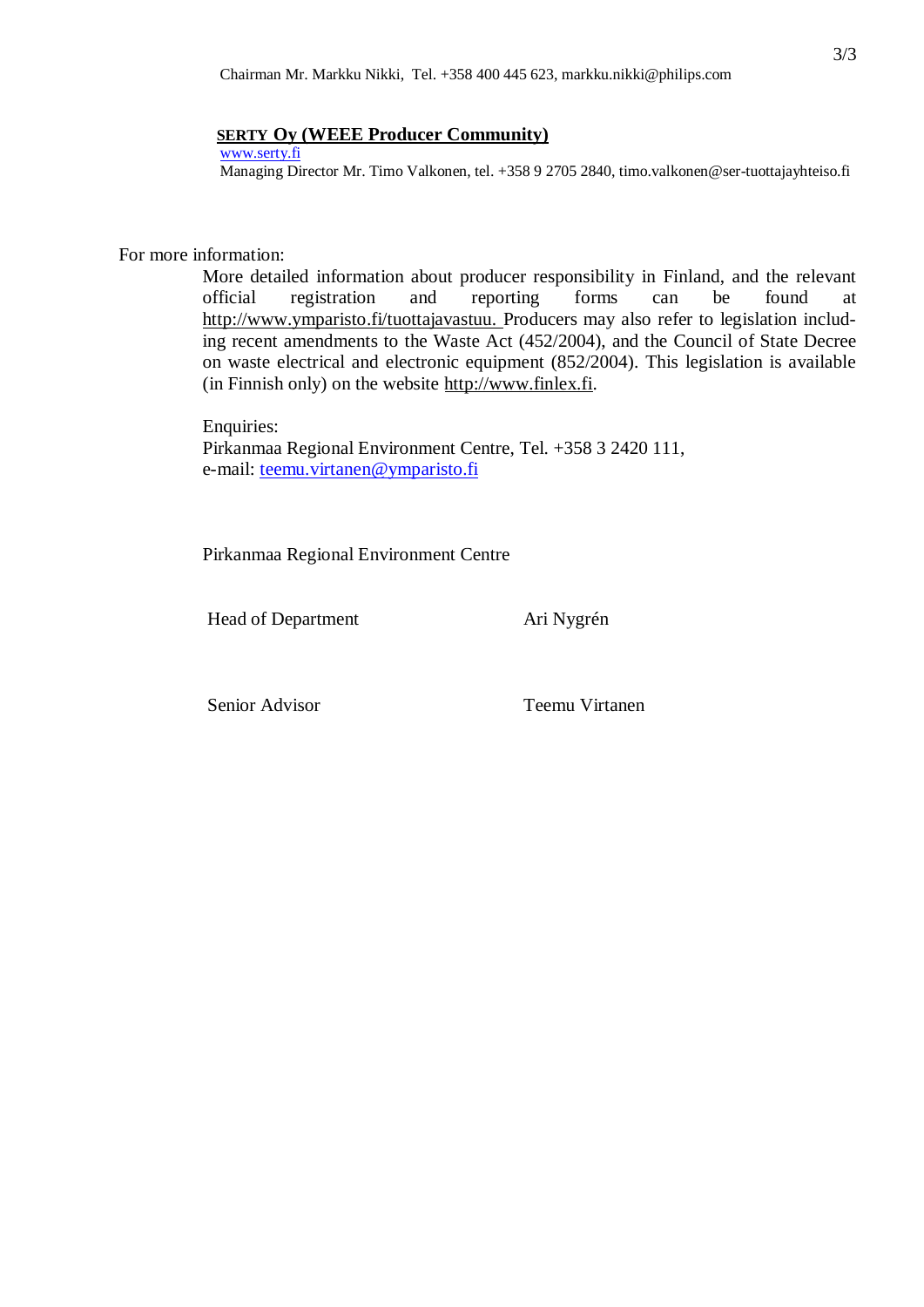Chairman Mr. Markku Nikki, Tel. +358 400 445 623, markku.nikki@philips.com

**SERTY Oy (WEEE Producer Community)**

www.serty.fi

Managing Director Mr. Timo Valkonen, tel. +358 9 2705 2840, timo.valkonen@ser-tuottajayhteiso.fi

For more information:

More detailed information about producer responsibility in Finland, and the relevant official registration and reporting forms can be found at http://www.ymparisto.fi/tuottajavastuu. Producers may also refer to legislation including recent amendments to the Waste Act (452/2004), and the Council of State Decree on waste electrical and electronic equipment (852/2004). This legislation is available (in Finnish only) on the website http://www.finlex.fi.

Enquiries:
Pirkanmaa Regional Environment Centre, Tel. +358 3 2420 111,
e-mail: teemu.virtanen@ymparisto.fi

Pirkanmaa Regional Environment Centre

Head of Department Ari Nygrén

Senior Advisor Teemu Virtanen